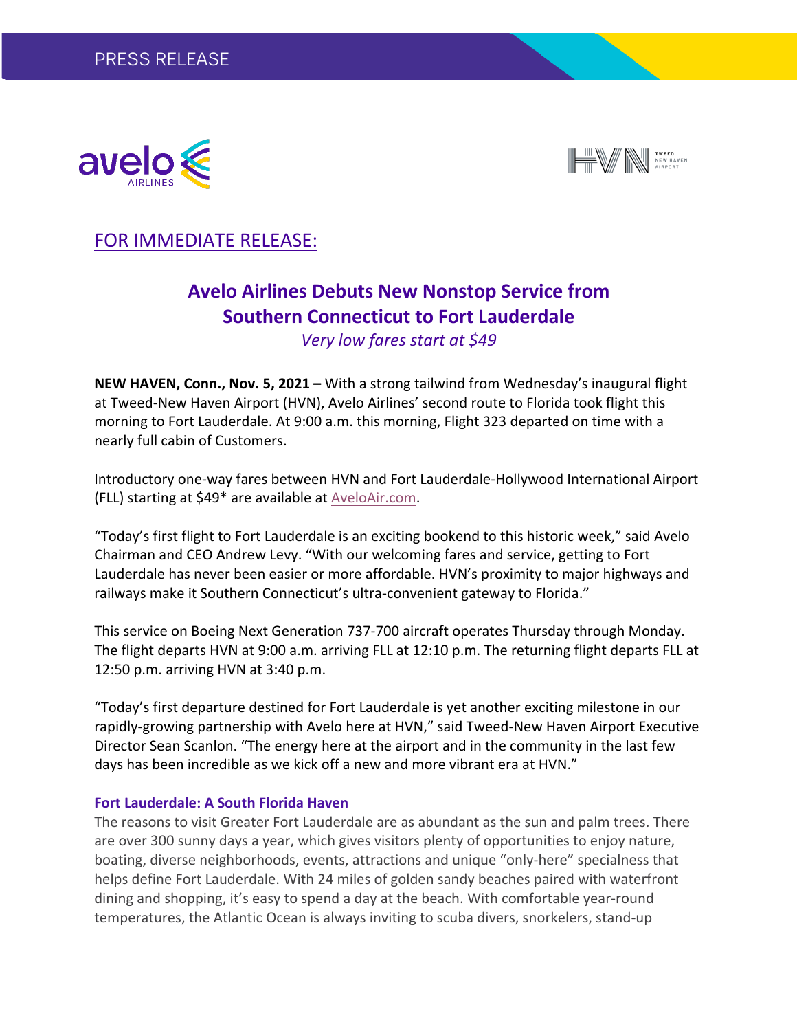PRESS RELEASE

FOR IMMEDIATE RELEASE:

# Avelo Airlines Debuts New Nonstop Service from Southern Connecticut to Fort Lauderdale

*Very low fares start at $49*

**NEW HAVEN, Conn., Nov. 5, 2021 –** With a strong tailwind from Wednesday's inaugural flight at Tweed-New Haven Airport (HVN), Avelo Airlines' second route to Florida took flight this morning to Fort Lauderdale. At 9:00 a.m. this morning, Flight 323 departed on time with a nearly full cabin of Customers.

Introductory one-way fares between HVN and Fort Lauderdale-Hollywood International Airport (FLL) starting at $49* are available at AveloAir.com.

"Today's first flight to Fort Lauderdale is an exciting bookend to this historic week," said Avelo Chairman and CEO Andrew Levy. "With our welcoming fares and service, getting to Fort Lauderdale has never been easier or more affordable. HVN's proximity to major highways and railways make it Southern Connecticut's ultra-convenient gateway to Florida."

This service on Boeing Next Generation 737-700 aircraft operates Thursday through Monday. The flight departs HVN at 9:00 a.m. arriving FLL at 12:10 p.m. The returning flight departs FLL at 12:50 p.m. arriving HVN at 3:40 p.m.

"Today's first departure destined for Fort Lauderdale is yet another exciting milestone in our rapidly-growing partnership with Avelo here at HVN," said Tweed-New Haven Airport Executive Director Sean Scanlon. "The energy here at the airport and in the community in the last few days has been incredible as we kick off a new and more vibrant era at HVN."

### Fort Lauderdale: A South Florida Haven

The reasons to visit Greater Fort Lauderdale are as abundant as the sun and palm trees. There are over 300 sunny days a year, which gives visitors plenty of opportunities to enjoy nature, boating, diverse neighborhoods, events, attractions and unique "only-here" specialness that helps define Fort Lauderdale. With 24 miles of golden sandy beaches paired with waterfront dining and shopping, it's easy to spend a day at the beach. With comfortable year-round temperatures, the Atlantic Ocean is always inviting to scuba divers, snorkelers, stand-up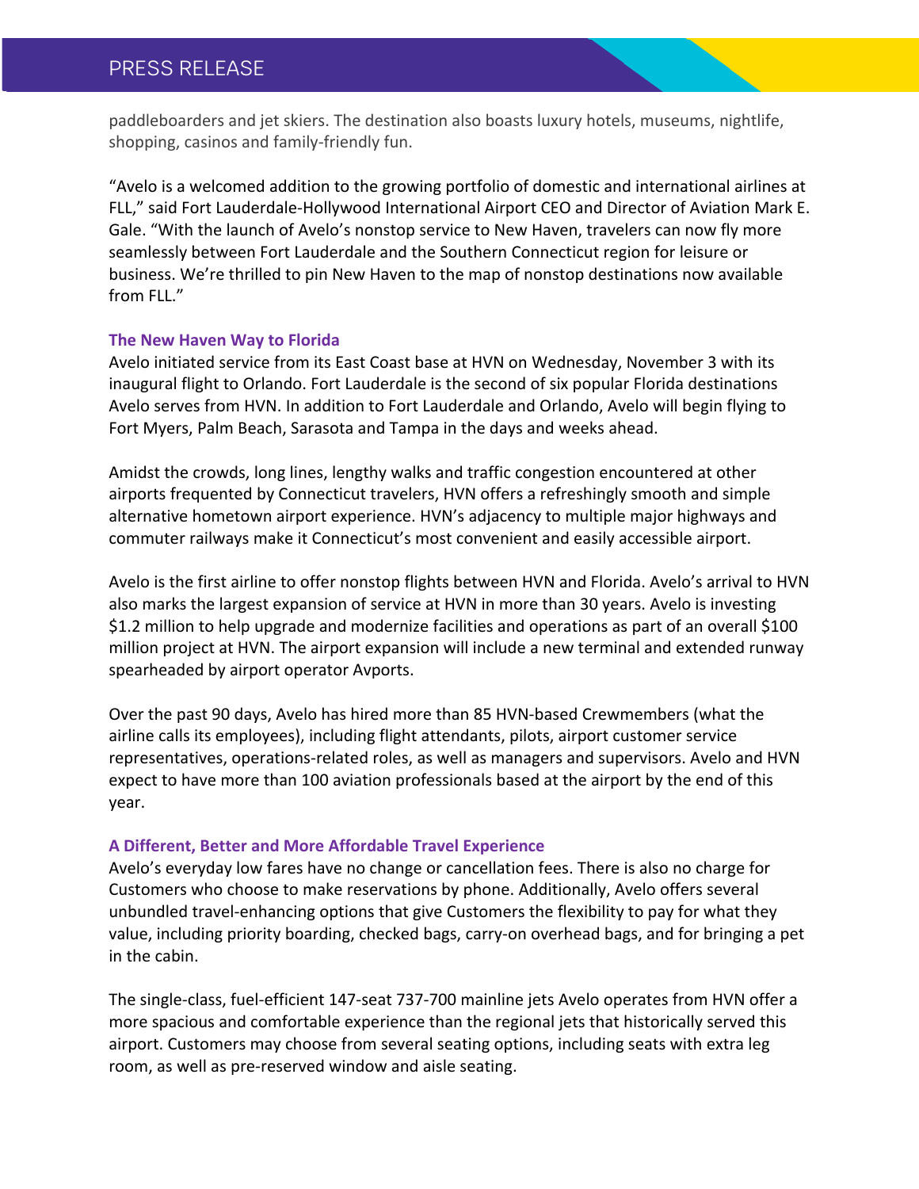paddleboarders and jet skiers. The destination also boasts luxury hotels, museums, nightlife, shopping, casinos and family-friendly fun.

"Avelo is a welcomed addition to the growing portfolio of domestic and international airlines at FLL," said Fort Lauderdale-Hollywood International Airport CEO and Director of Aviation Mark E. Gale. "With the launch of Avelo's nonstop service to New Haven, travelers can now fly more seamlessly between Fort Lauderdale and the Southern Connecticut region for leisure or business. We're thrilled to pin New Haven to the map of nonstop destinations now available from FLL."

## The New Haven Way to Florida

Avelo initiated service from its East Coast base at HVN on Wednesday, November 3 with its inaugural flight to Orlando. Fort Lauderdale is the second of six popular Florida destinations Avelo serves from HVN. In addition to Fort Lauderdale and Orlando, Avelo will begin flying to Fort Myers, Palm Beach, Sarasota and Tampa in the days and weeks ahead.

Amidst the crowds, long lines, lengthy walks and traffic congestion encountered at other airports frequented by Connecticut travelers, HVN offers a refreshingly smooth and simple alternative hometown airport experience. HVN's adjacency to multiple major highways and commuter railways make it Connecticut's most convenient and easily accessible airport.

Avelo is the first airline to offer nonstop flights between HVN and Florida. Avelo's arrival to HVN also marks the largest expansion of service at HVN in more than 30 years. Avelo is investing $1.2 million to help upgrade and modernize facilities and operations as part of an overall $100 million project at HVN. The airport expansion will include a new terminal and extended runway spearheaded by airport operator Avports.

Over the past 90 days, Avelo has hired more than 85 HVN-based Crewmembers (what the airline calls its employees), including flight attendants, pilots, airport customer service representatives, operations-related roles, as well as managers and supervisors. Avelo and HVN expect to have more than 100 aviation professionals based at the airport by the end of this year.

## A Different, Better and More Affordable Travel Experience

Avelo's everyday low fares have no change or cancellation fees. There is also no charge for Customers who choose to make reservations by phone. Additionally, Avelo offers several unbundled travel-enhancing options that give Customers the flexibility to pay for what they value, including priority boarding, checked bags, carry-on overhead bags, and for bringing a pet in the cabin.

The single-class, fuel-efficient 147-seat 737-700 mainline jets Avelo operates from HVN offer a more spacious and comfortable experience than the regional jets that historically served this airport. Customers may choose from several seating options, including seats with extra leg room, as well as pre-reserved window and aisle seating.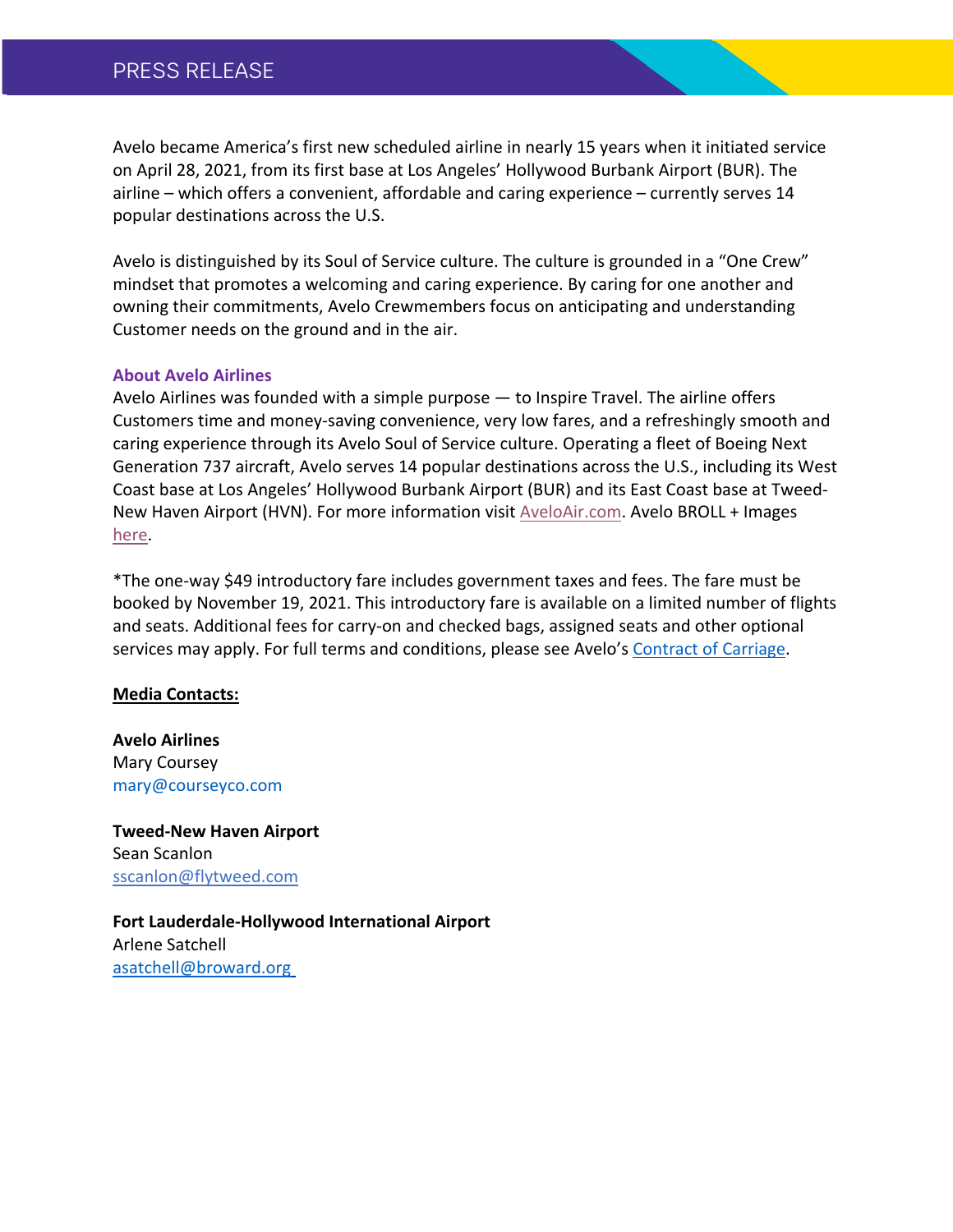Avelo became America's first new scheduled airline in nearly 15 years when it initiated service on April 28, 2021, from its first base at Los Angeles' Hollywood Burbank Airport (BUR). The airline – which offers a convenient, affordable and caring experience – currently serves 14 popular destinations across the U.S.

Avelo is distinguished by its Soul of Service culture. The culture is grounded in a "One Crew" mindset that promotes a welcoming and caring experience. By caring for one another and owning their commitments, Avelo Crewmembers focus on anticipating and understanding Customer needs on the ground and in the air.

### About Avelo Airlines

Avelo Airlines was founded with a simple purpose — to Inspire Travel. The airline offers Customers time and money-saving convenience, very low fares, and a refreshingly smooth and caring experience through its Avelo Soul of Service culture. Operating a fleet of Boeing Next Generation 737 aircraft, Avelo serves 14 popular destinations across the U.S., including its West Coast base at Los Angeles' Hollywood Burbank Airport (BUR) and its East Coast base at Tweed-New Haven Airport (HVN). For more information visit AveloAir.com. Avelo BROLL + Images here.

*The one-way $49 introductory fare includes government taxes and fees. The fare must be booked by November 19, 2021. This introductory fare is available on a limited number of flights and seats. Additional fees for carry-on and checked bags, assigned seats and other optional services may apply. For full terms and conditions, please see Avelo's Contract of Carriage.

**Media Contacts:**

**Avelo Airlines**
Mary Coursey
mary@courseyco.com

**Tweed-New Haven Airport**
Sean Scanlon
sscanlon@flytweed.com

**Fort Lauderdale-Hollywood International Airport**
Arlene Satchell
asatchell@broward.org